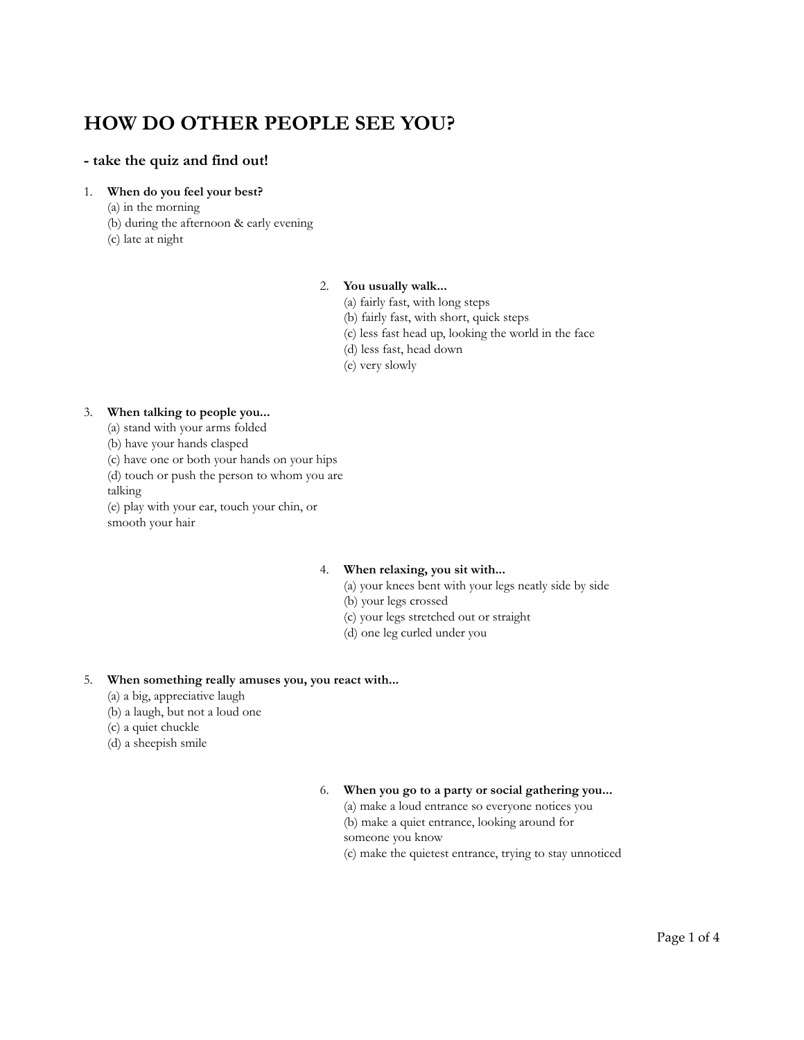# HOW DO OTHER PEOPLE SEE YOU?

### - take the quiz and find out!

1. **When do you feel your best?**
   (a) in the morning
   (b) during the afternoon & early evening
   (c) late at night

2. **You usually walk...**
   (a) fairly fast, with long steps
   (b) fairly fast, with short, quick steps
   (c) less fast head up, looking the world in the face
   (d) less fast, head down
   (e) very slowly

3. **When talking to people you...**
   (a) stand with your arms folded
   (b) have your hands clasped
   (c) have one or both your hands on your hips
   (d) touch or push the person to whom you are talking
   (e) play with your ear, touch your chin, or smooth your hair

4. **When relaxing, you sit with...**
   (a) your knees bent with your legs neatly side by side
   (b) your legs crossed
   (c) your legs stretched out or straight
   (d) one leg curled under you

5. **When something really amuses you, you react with...**
   (a) a big, appreciative laugh
   (b) a laugh, but not a loud one
   (c) a quiet chuckle
   (d) a sheepish smile

6. **When you go to a party or social gathering you...**
   (a) make a loud entrance so everyone notices you
   (b) make a quiet entrance, looking around for someone you know
   (c) make the quietest entrance, trying to stay unnoticed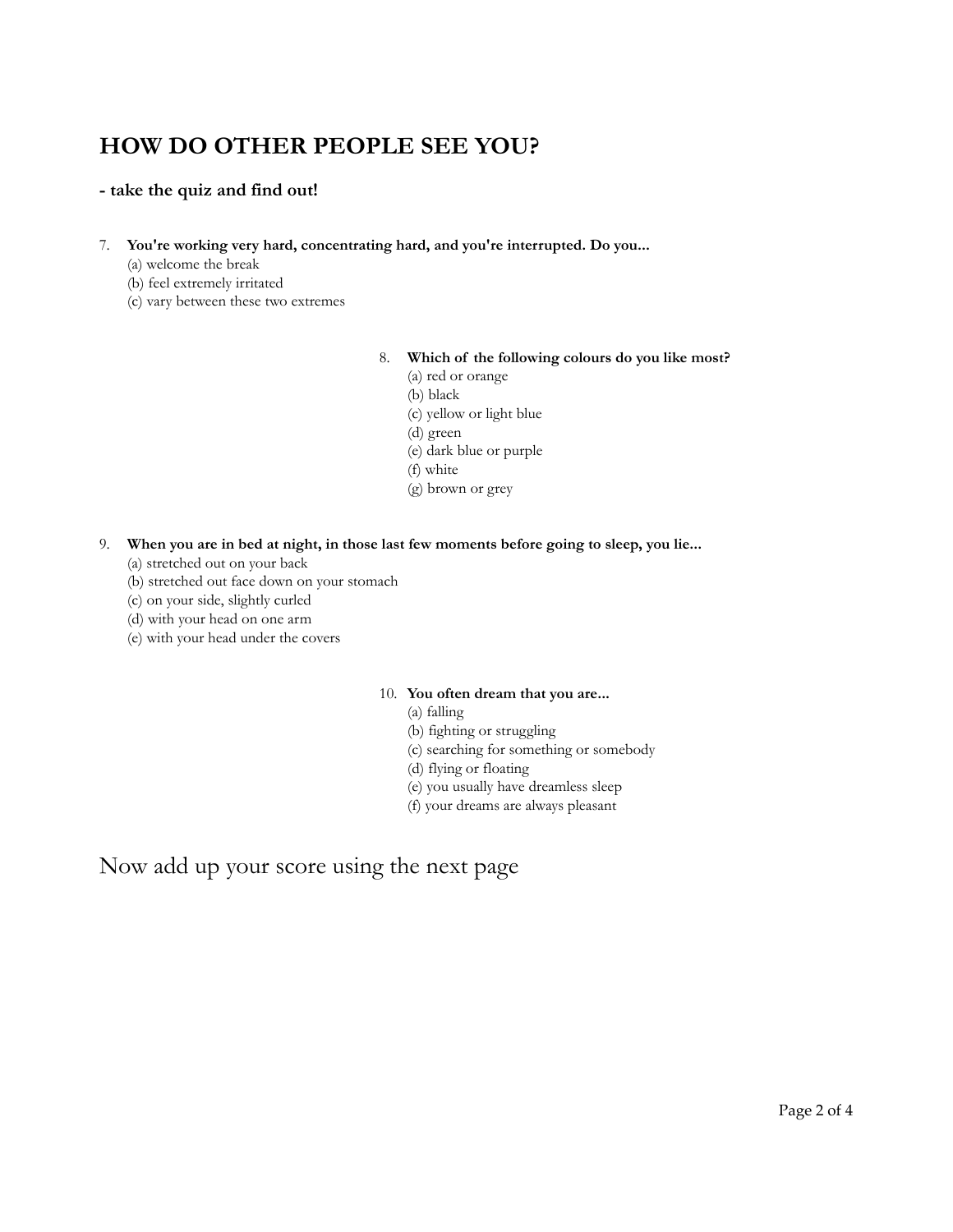## HOW DO OTHER PEOPLE SEE YOU?

**- take the quiz and find out!**

7. **You're working very hard, concentrating hard, and you're interrupted. Do you...**
   (a) welcome the break
   (b) feel extremely irritated
   (c) vary between these two extremes

8. **Which of the following colours do you like most?**
   (a) red or orange
   (b) black
   (c) yellow or light blue
   (d) green
   (e) dark blue or purple
   (f) white
   (g) brown or grey

9. **When you are in bed at night, in those last few moments before going to sleep, you lie...**
   (a) stretched out on your back
   (b) stretched out face down on your stomach
   (c) on your side, slightly curled
   (d) with your head on one arm
   (e) with your head under the covers

10. **You often dream that you are...**
    (a) falling
    (b) fighting or struggling
    (c) searching for something or somebody
    (d) flying or floating
    (e) you usually have dreamless sleep
    (f) your dreams are always pleasant

Now add up your score using the next page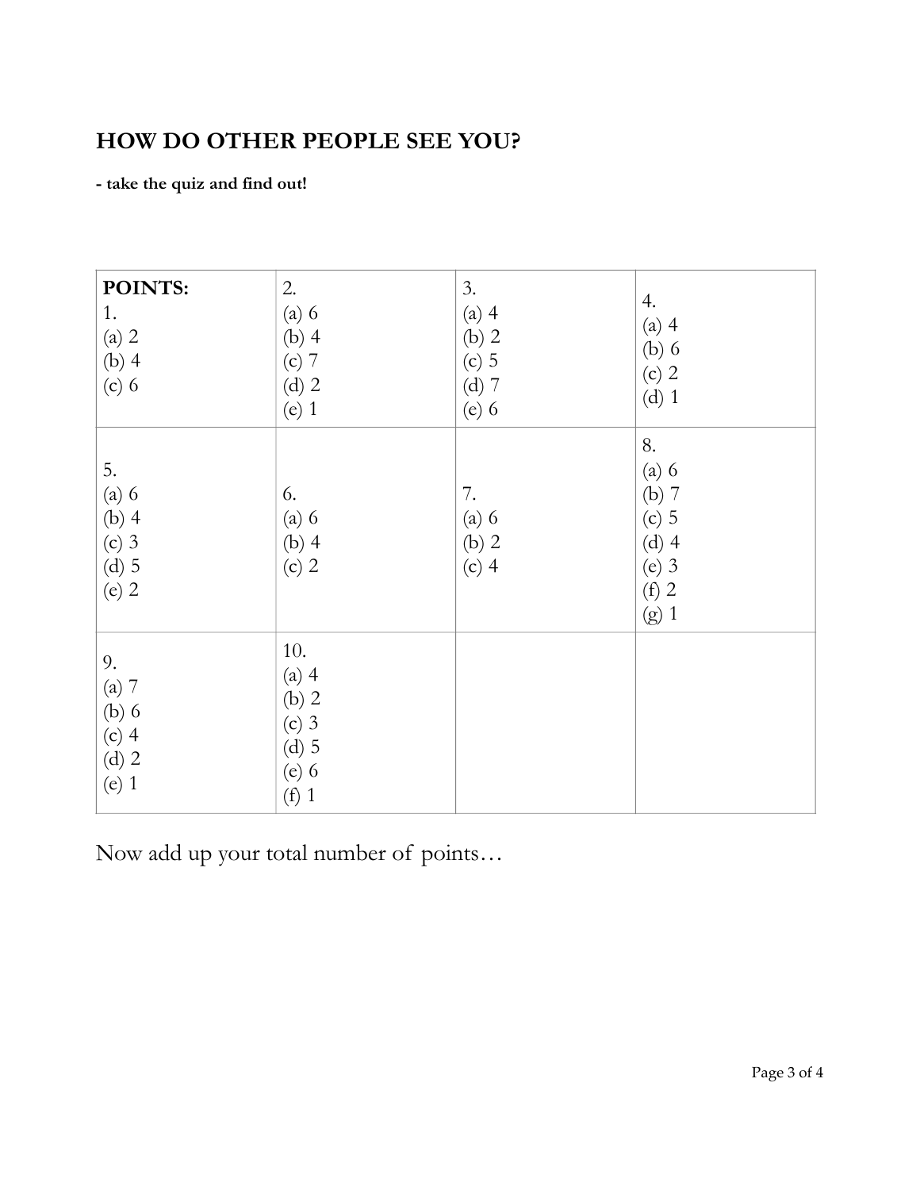# HOW DO OTHER PEOPLE SEE YOU?

**- take the quiz and find out!**

| **POINTS:**<br>1.<br>(a) 2<br>(b) 4<br>(c) 6 | 2.<br>(a) 6<br>(b) 4<br>(c) 7<br>(d) 2<br>(e) 1 | 3.<br>(a) 4<br>(b) 2<br>(c) 5<br>(d) 7<br>(e) 6 | 4.<br>(a) 4<br>(b) 6<br>(c) 2<br>(d) 1 |
|---|---|---|---|
| 5.<br>(a) 6<br>(b) 4<br>(c) 3<br>(d) 5<br>(e) 2 | 6.<br>(a) 6<br>(b) 4<br>(c) 2 | 7.<br>(a) 6<br>(b) 2<br>(c) 4 | 8.<br>(a) 6<br>(b) 7<br>(c) 5<br>(d) 4<br>(e) 3<br>(f) 2<br>(g) 1 |
| 9.<br>(a) 7<br>(b) 6<br>(c) 4<br>(d) 2<br>(e) 1 | 10.<br>(a) 4<br>(b) 2<br>(c) 3<br>(d) 5<br>(e) 6<br>(f) 1 | | |

Now add up your total number of points…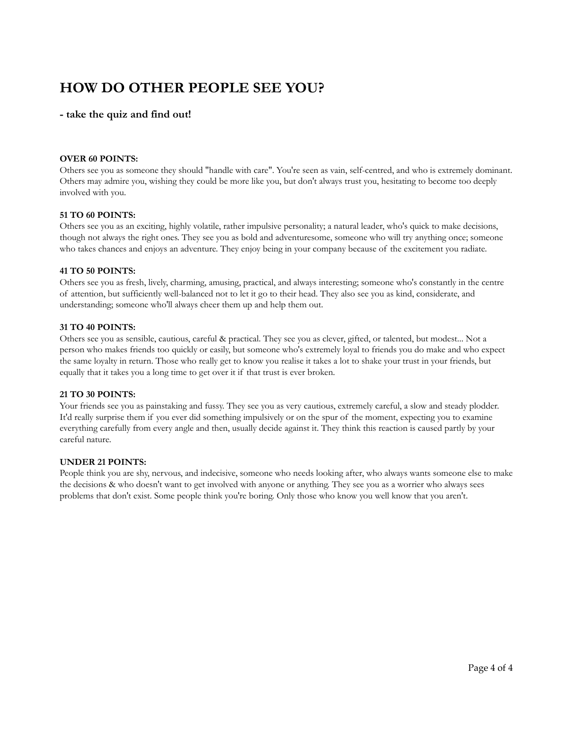# HOW DO OTHER PEOPLE SEE YOU?

### - take the quiz and find out!

**OVER 60 POINTS:**
Others see you as someone they should "handle with care". You're seen as vain, self-centred, and who is extremely dominant. Others may admire you, wishing they could be more like you, but don't always trust you, hesitating to become too deeply involved with you.

**51 TO 60 POINTS:**
Others see you as an exciting, highly volatile, rather impulsive personality; a natural leader, who's quick to make decisions, though not always the right ones. They see you as bold and adventuresome, someone who will try anything once; someone who takes chances and enjoys an adventure. They enjoy being in your company because of the excitement you radiate.

**41 TO 50 POINTS:**
Others see you as fresh, lively, charming, amusing, practical, and always interesting; someone who's constantly in the centre of attention, but sufficiently well-balanced not to let it go to their head. They also see you as kind, considerate, and understanding; someone who'll always cheer them up and help them out.

**31 TO 40 POINTS:**
Others see you as sensible, cautious, careful & practical. They see you as clever, gifted, or talented, but modest... Not a person who makes friends too quickly or easily, but someone who's extremely loyal to friends you do make and who expect the same loyalty in return. Those who really get to know you realise it takes a lot to shake your trust in your friends, but equally that it takes you a long time to get over it if that trust is ever broken.

**21 TO 30 POINTS:**
Your friends see you as painstaking and fussy. They see you as very cautious, extremely careful, a slow and steady plodder. It'd really surprise them if you ever did something impulsively or on the spur of the moment, expecting you to examine everything carefully from every angle and then, usually decide against it. They think this reaction is caused partly by your careful nature.

**UNDER 21 POINTS:**
People think you are shy, nervous, and indecisive, someone who needs looking after, who always wants someone else to make the decisions & who doesn't want to get involved with anyone or anything. They see you as a worrier who always sees problems that don't exist. Some people think you're boring. Only those who know you well know that you aren't.